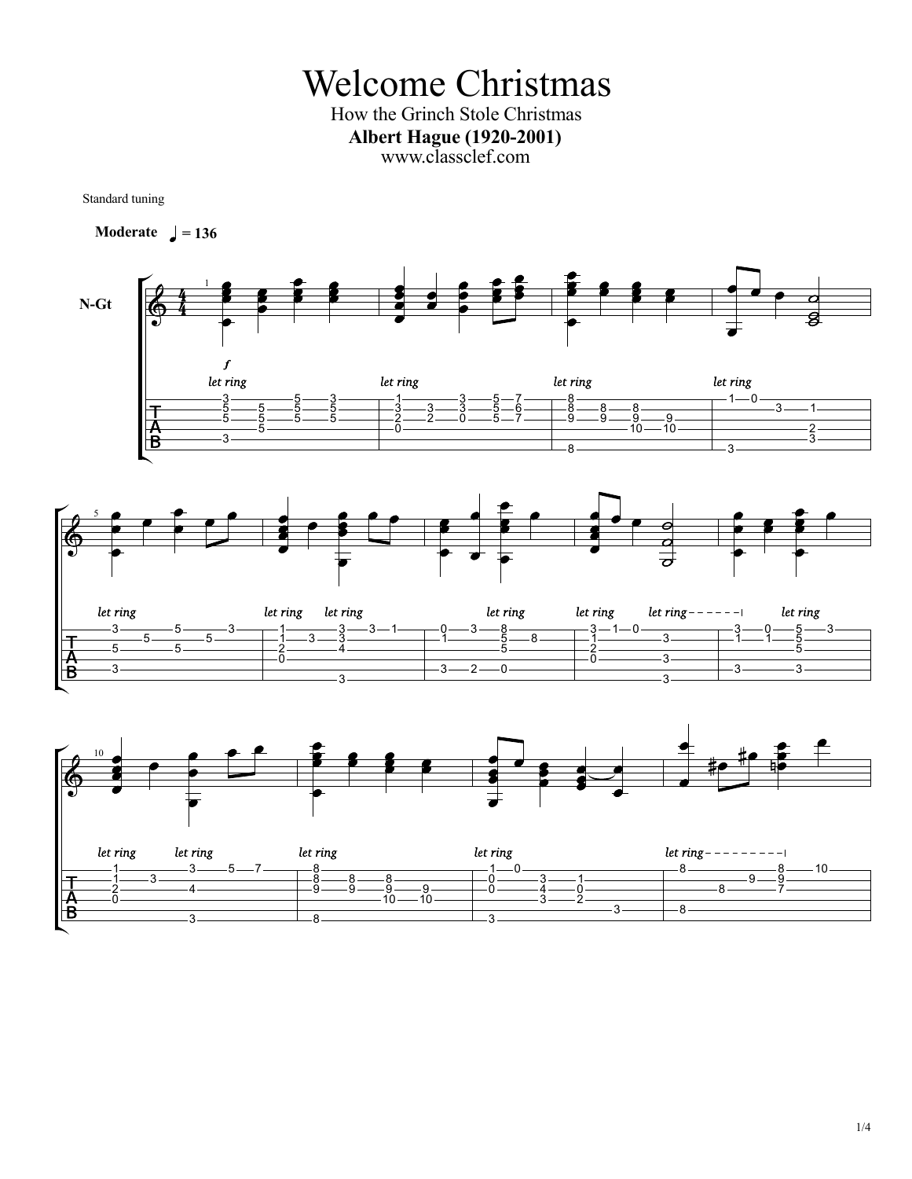# Welcome Christmas

How the Grinch Stole Christmas

**Albert Hague (1920-2001)**

www.classclef.com

Standard tuning

**Moderate** ♩ = 136

N-Gt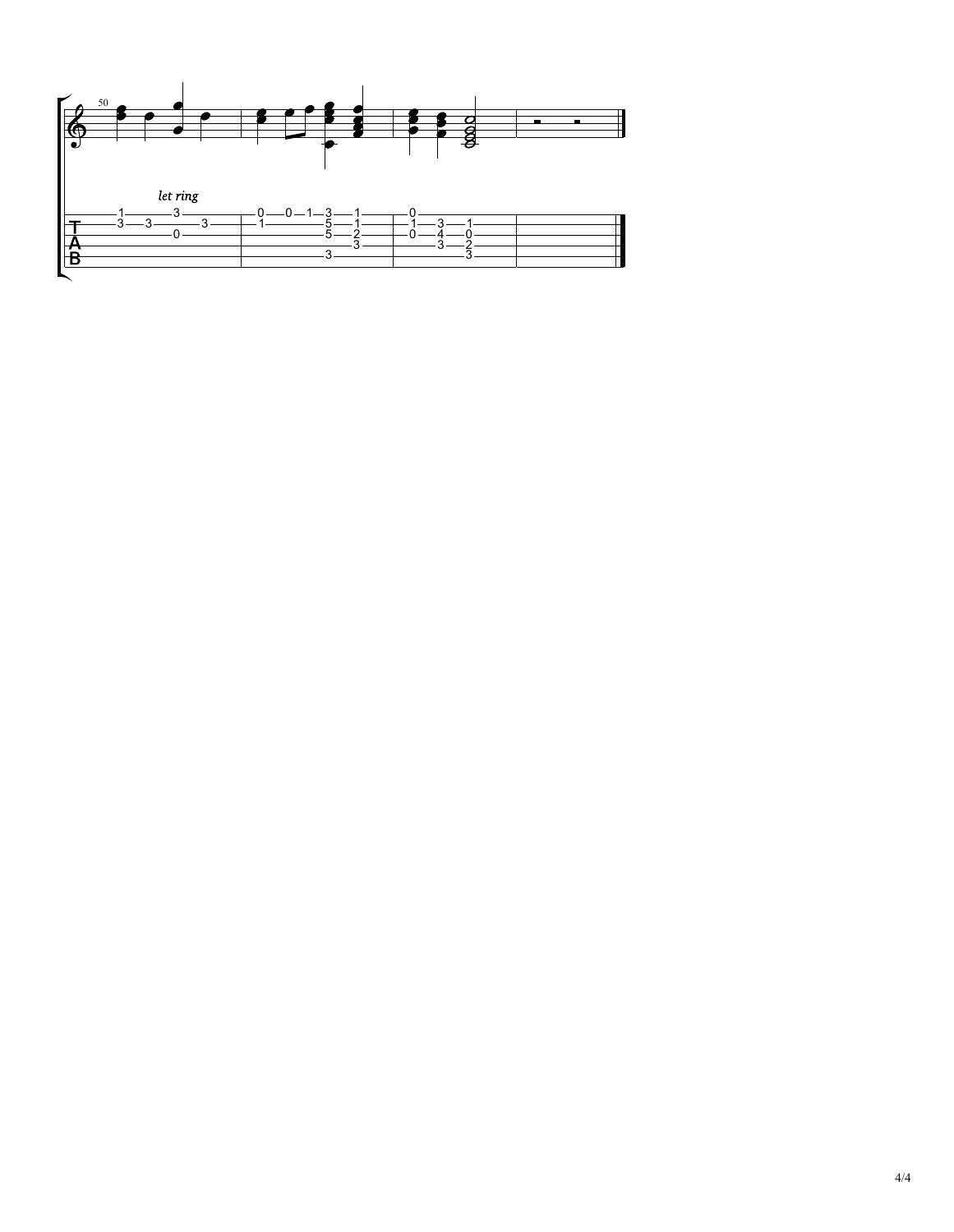50

*let ring*

T
A
B